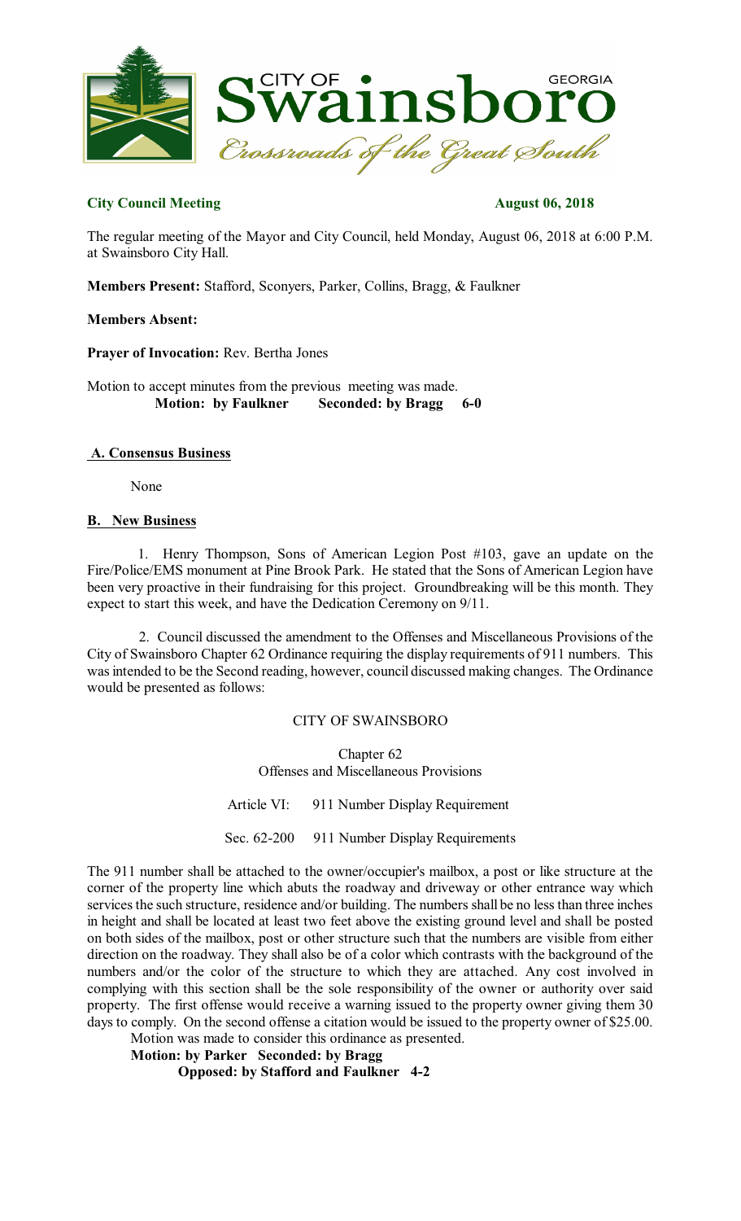**City Council Meeting** **August 06, 2018**

The regular meeting of the Mayor and City Council, held Monday, August 06, 2018 at 6:00 P.M. at Swainsboro City Hall.

**Members Present:** Stafford, Sconyers, Parker, Collins, Bragg, & Faulkner

**Members Absent:**

**Prayer of Invocation:** Rev. Bertha Jones

Motion to accept minutes from the previous meeting was made.
**Motion: by Faulkner Seconded: by Bragg 6-0**

## A. Consensus Business

None

## B. New Business

1. Henry Thompson, Sons of American Legion Post #103, gave an update on the Fire/Police/EMS monument at Pine Brook Park. He stated that the Sons of American Legion have been very proactive in their fundraising for this project. Groundbreaking will be this month. They expect to start this week, and have the Dedication Ceremony on 9/11.

2. Council discussed the amendment to the Offenses and Miscellaneous Provisions of the City of Swainsboro Chapter 62 Ordinance requiring the display requirements of 911 numbers. This was intended to be the Second reading, however, council discussed making changes. The Ordinance would be presented as follows:

CITY OF SWAINSBORO

Chapter 62
Offenses and Miscellaneous Provisions

Article VI: 911 Number Display Requirement

Sec. 62-200 911 Number Display Requirements

The 911 number shall be attached to the owner/occupier's mailbox, a post or like structure at the corner of the property line which abuts the roadway and driveway or other entrance way which services the such structure, residence and/or building. The numbers shall be no less than three inches in height and shall be located at least two feet above the existing ground level and shall be posted on both sides of the mailbox, post or other structure such that the numbers are visible from either direction on the roadway. They shall also be of a color which contrasts with the background of the numbers and/or the color of the structure to which they are attached. Any cost involved in complying with this section shall be the sole responsibility of the owner or authority over said property. The first offense would receive a warning issued to the property owner giving them 30 days to comply. On the second offense a citation would be issued to the property owner of $25.00.

Motion was made to consider this ordinance as presented.
**Motion: by Parker Seconded: by Bragg**
**Opposed: by Stafford and Faulkner 4-2**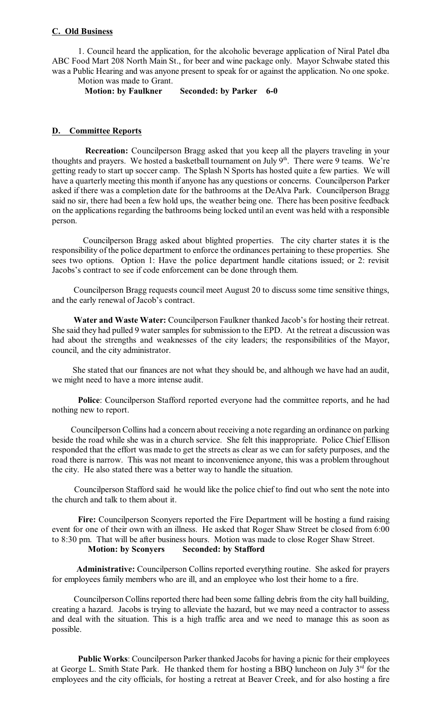## C. Old Business

1. Council heard the application, for the alcoholic beverage application of Niral Patel dba ABC Food Mart 208 North Main St., for beer and wine package only. Mayor Schwabe stated this was a Public Hearing and was anyone present to speak for or against the application. No one spoke. Motion was made to Grant.

**Motion: by Faulkner Seconded: by Parker 6-0**

## D. Committee Reports

**Recreation:** Councilperson Bragg asked that you keep all the players traveling in your thoughts and prayers. We hosted a basketball tournament on July 9th. There were 9 teams. We're getting ready to start up soccer camp. The Splash N Sports has hosted quite a few parties. We will have a quarterly meeting this month if anyone has any questions or concerns. Councilperson Parker asked if there was a completion date for the bathrooms at the DeAlva Park. Councilperson Bragg said no sir, there had been a few hold ups, the weather being one. There has been positive feedback on the applications regarding the bathrooms being locked until an event was held with a responsible person.

Councilperson Bragg asked about blighted properties. The city charter states it is the responsibility of the police department to enforce the ordinances pertaining to these properties. She sees two options. Option 1: Have the police department handle citations issued; or 2: revisit Jacobs's contract to see if code enforcement can be done through them.

Councilperson Bragg requests council meet August 20 to discuss some time sensitive things, and the early renewal of Jacob's contract.

**Water and Waste Water:** Councilperson Faulkner thanked Jacob's for hosting their retreat. She said they had pulled 9 water samples for submission to the EPD. At the retreat a discussion was had about the strengths and weaknesses of the city leaders; the responsibilities of the Mayor, council, and the city administrator.

She stated that our finances are not what they should be, and although we have had an audit, we might need to have a more intense audit.

**Police**: Councilperson Stafford reported everyone had the committee reports, and he had nothing new to report.

Councilperson Collins had a concern about receiving a note regarding an ordinance on parking beside the road while she was in a church service. She felt this inappropriate. Police Chief Ellison responded that the effort was made to get the streets as clear as we can for safety purposes, and the road there is narrow. This was not meant to inconvenience anyone, this was a problem throughout the city. He also stated there was a better way to handle the situation.

Councilperson Stafford said he would like the police chief to find out who sent the note into the church and talk to them about it.

**Fire:** Councilperson Sconyers reported the Fire Department will be hosting a fund raising event for one of their own with an illness. He asked that Roger Shaw Street be closed from 6:00 to 8:30 pm. That will be after business hours. Motion was made to close Roger Shaw Street.

**Motion: by Sconyers Seconded: by Stafford**

**Administrative:** Councilperson Collins reported everything routine. She asked for prayers for employees family members who are ill, and an employee who lost their home to a fire.

Councilperson Collins reported there had been some falling debris from the city hall building, creating a hazard. Jacobs is trying to alleviate the hazard, but we may need a contractor to assess and deal with the situation. This is a high traffic area and we need to manage this as soon as possible.

**Public Works**: Councilperson Parker thanked Jacobs for having a picnic for their employees at George L. Smith State Park. He thanked them for hosting a BBQ luncheon on July 3rd for the employees and the city officials, for hosting a retreat at Beaver Creek, and for also hosting a fire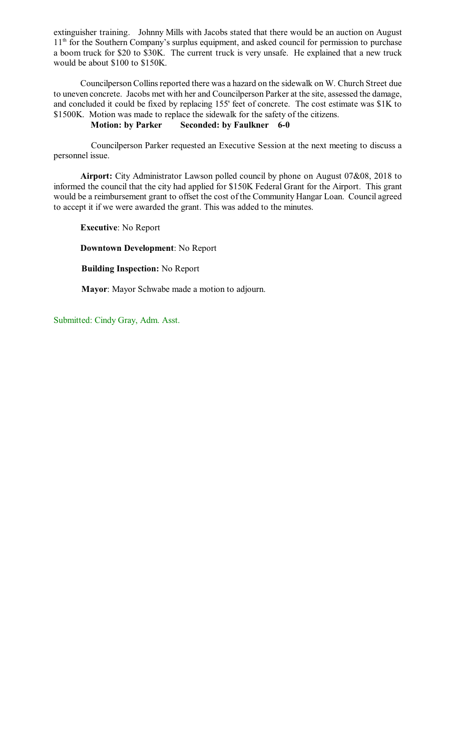extinguisher training. Johnny Mills with Jacobs stated that there would be an auction on August 11th for the Southern Company's surplus equipment, and asked council for permission to purchase a boom truck for \$20 to \$30K. The current truck is very unsafe. He explained that a new truck would be about \$100 to \$150K.

Councilperson Collins reported there was a hazard on the sidewalk on W. Church Street due to uneven concrete. Jacobs met with her and Councilperson Parker at the site, assessed the damage, and concluded it could be fixed by replacing 155' feet of concrete. The cost estimate was \$1K to \$1500K. Motion was made to replace the sidewalk for the safety of the citizens.

**Motion: by Parker Seconded: by Faulkner 6-0**

Councilperson Parker requested an Executive Session at the next meeting to discuss a personnel issue.

**Airport:** City Administrator Lawson polled council by phone on August 07&08, 2018 to informed the council that the city had applied for \$150K Federal Grant for the Airport. This grant would be a reimbursement grant to offset the cost of the Community Hangar Loan. Council agreed to accept it if we were awarded the grant. This was added to the minutes.

**Executive**: No Report

**Downtown Development**: No Report

**Building Inspection:** No Report

**Mayor**: Mayor Schwabe made a motion to adjourn.

Submitted: Cindy Gray, Adm. Asst.